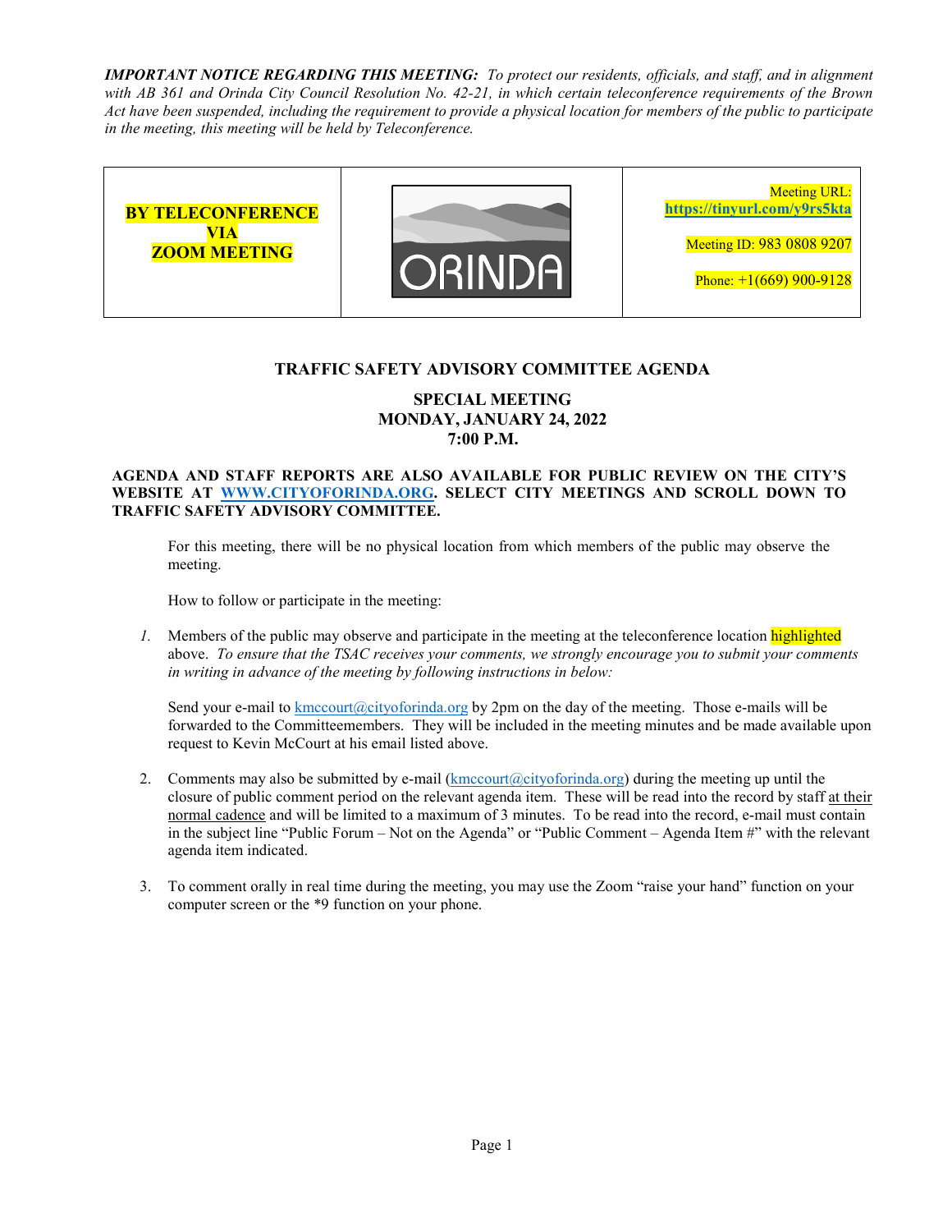***IMPORTANT NOTICE REGARDING THIS MEETING:*** *To protect our residents, officials, and staff, and in alignment with AB 361 and Orinda City Council Resolution No. 42-21, in which certain teleconference requirements of the Brown Act have been suspended, including the requirement to provide a physical location for members of the public to participate in the meeting, this meeting will be held by Teleconference.*

| **BY TELECONFERENCE VIA ZOOM MEETING** | ORINDA | Meeting URL: **https://tinyurl.com/y9rs5kta**<br><br>Meeting ID: 983 0808 9207<br><br>Phone: +1(669) 900-9128 |
|---|---|---|

## TRAFFIC SAFETY ADVISORY COMMITTEE AGENDA

### SPECIAL MEETING
### MONDAY, JANUARY 24, 2022
### 7:00 P.M.

**AGENDA AND STAFF REPORTS ARE ALSO AVAILABLE FOR PUBLIC REVIEW ON THE CITY'S WEBSITE AT [WWW.CITYOFORINDA.ORG](http://WWW.CITYOFORINDA.ORG). SELECT CITY MEETINGS AND SCROLL DOWN TO TRAFFIC SAFETY ADVISORY COMMITTEE.**

For this meeting, there will be no physical location from which members of the public may observe the meeting.

How to follow or participate in the meeting:

1. Members of the public may observe and participate in the meeting at the teleconference location highlighted above. *To ensure that the TSAC receives your comments, we strongly encourage you to submit your comments in writing in advance of the meeting by following instructions in below:*

   Send your e-mail to kmccourt@cityoforinda.org by 2pm on the day of the meeting. Those e-mails will be forwarded to the Committeemembers. They will be included in the meeting minutes and be made available upon request to Kevin McCourt at his email listed above.

2. Comments may also be submitted by e-mail (kmccourt@cityoforinda.org) during the meeting up until the closure of public comment period on the relevant agenda item. These will be read into the record by staff at their normal cadence and will be limited to a maximum of 3 minutes. To be read into the record, e-mail must contain in the subject line "Public Forum – Not on the Agenda" or "Public Comment – Agenda Item #" with the relevant agenda item indicated.

3. To comment orally in real time during the meeting, you may use the Zoom "raise your hand" function on your computer screen or the *9 function on your phone.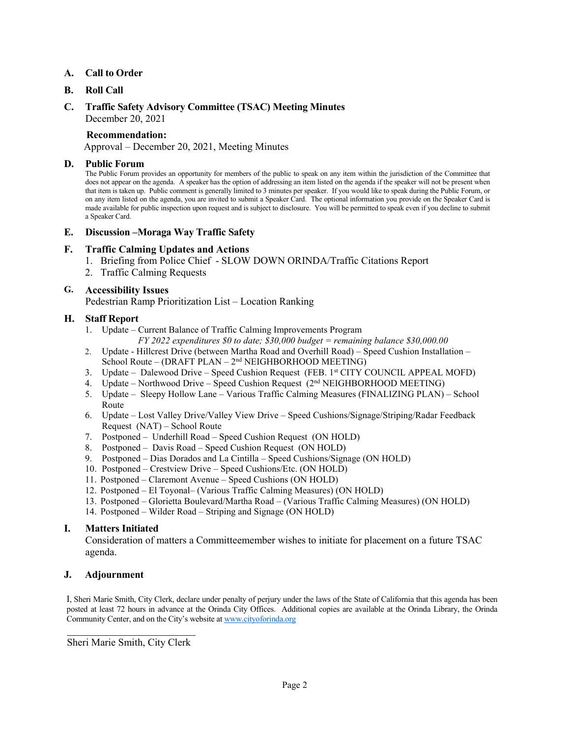**A. Call to Order**

**B. Roll Call**

**C. Traffic Safety Advisory Committee (TSAC) Meeting Minutes**
December 20, 2021

**Recommendation:**
Approval – December 20, 2021, Meeting Minutes

**D. Public Forum**

The Public Forum provides an opportunity for members of the public to speak on any item within the jurisdiction of the Committee that does not appear on the agenda. A speaker has the option of addressing an item listed on the agenda if the speaker will not be present when that item is taken up. Public comment is generally limited to 3 minutes per speaker. If you would like to speak during the Public Forum, or on any item listed on the agenda, you are invited to submit a Speaker Card. The optional information you provide on the Speaker Card is made available for public inspection upon request and is subject to disclosure. You will be permitted to speak even if you decline to submit a Speaker Card.

**E. Discussion –Moraga Way Traffic Safety**

**F. Traffic Calming Updates and Actions**

1. Briefing from Police Chief - SLOW DOWN ORINDA/Traffic Citations Report
2. Traffic Calming Requests

**G. Accessibility Issues**
Pedestrian Ramp Prioritization List – Location Ranking

**H. Staff Report**

1. Update – Current Balance of Traffic Calming Improvements Program
   *FY 2022 expenditures $0 to date; $30,000 budget = remaining balance $30,000.00*
2. Update - Hillcrest Drive (between Martha Road and Overhill Road) – Speed Cushion Installation – School Route – (DRAFT PLAN – 2nd NEIGHBORHOOD MEETING)
3. Update – Dalewood Drive – Speed Cushion Request (FEB. 1st CITY COUNCIL APPEAL MOFD)
4. Update – Northwood Drive – Speed Cushion Request (2nd NEIGHBORHOOD MEETING)
5. Update – Sleepy Hollow Lane – Various Traffic Calming Measures (FINALIZING PLAN) – School Route
6. Update – Lost Valley Drive/Valley View Drive – Speed Cushions/Signage/Striping/Radar Feedback Request (NAT) – School Route
7. Postponed – Underhill Road – Speed Cushion Request (ON HOLD)
8. Postponed – Davis Road – Speed Cushion Request (ON HOLD)
9. Postponed – Dias Dorados and La Cintilla – Speed Cushions/Signage (ON HOLD)
10. Postponed – Crestview Drive – Speed Cushions/Etc. (ON HOLD)
11. Postponed – Claremont Avenue – Speed Cushions (ON HOLD)
12. Postponed – El Toyonal– (Various Traffic Calming Measures) (ON HOLD)
13. Postponed – Glorietta Boulevard/Martha Road – (Various Traffic Calming Measures) (ON HOLD)
14. Postponed – Wilder Road – Striping and Signage (ON HOLD)

**I. Matters Initiated**
Consideration of matters a Committeemember wishes to initiate for placement on a future TSAC agenda.

**J. Adjournment**

I, Sheri Marie Smith, City Clerk, declare under penalty of perjury under the laws of the State of California that this agenda has been posted at least 72 hours in advance at the Orinda City Offices. Additional copies are available at the Orinda Library, the Orinda Community Center, and on the City's website at www.cityoforinda.org

\_\_\_\_\_\_\_\_\_\_\_\_\_\_\_\_\_\_\_\_\_\_\_\_\_\_\_\_

Sheri Marie Smith, City Clerk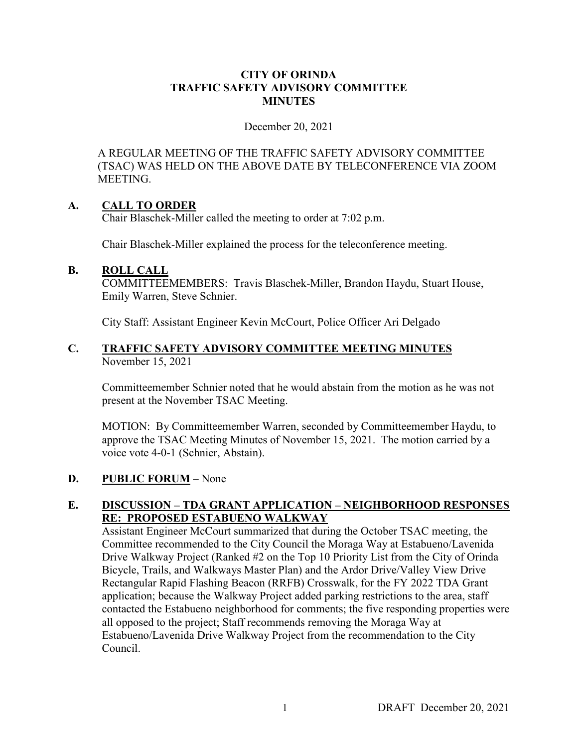**CITY OF ORINDA**
**TRAFFIC SAFETY ADVISORY COMMITTEE**
**MINUTES**

December 20, 2021

A REGULAR MEETING OF THE TRAFFIC SAFETY ADVISORY COMMITTEE (TSAC) WAS HELD ON THE ABOVE DATE BY TELECONFERENCE VIA ZOOM MEETING.

## A. CALL TO ORDER

Chair Blaschek-Miller called the meeting to order at 7:02 p.m.

Chair Blaschek-Miller explained the process for the teleconference meeting.

## B. ROLL CALL

COMMITTEEMEMBERS: Travis Blaschek-Miller, Brandon Haydu, Stuart House, Emily Warren, Steve Schnier.

City Staff: Assistant Engineer Kevin McCourt, Police Officer Ari Delgado

## C. TRAFFIC SAFETY ADVISORY COMMITTEE MEETING MINUTES

November 15, 2021

Committeemember Schnier noted that he would abstain from the motion as he was not present at the November TSAC Meeting.

MOTION: By Committeemember Warren, seconded by Committeemember Haydu, to approve the TSAC Meeting Minutes of November 15, 2021. The motion carried by a voice vote 4-0-1 (Schnier, Abstain).

## D. PUBLIC FORUM – None

## E. DISCUSSION – TDA GRANT APPLICATION – NEIGHBORHOOD RESPONSES RE: PROPOSED ESTABUENO WALKWAY

Assistant Engineer McCourt summarized that during the October TSAC meeting, the Committee recommended to the City Council the Moraga Way at Estabueno/Lavenida Drive Walkway Project (Ranked #2 on the Top 10 Priority List from the City of Orinda Bicycle, Trails, and Walkways Master Plan) and the Ardor Drive/Valley View Drive Rectangular Rapid Flashing Beacon (RRFB) Crosswalk, for the FY 2022 TDA Grant application; because the Walkway Project added parking restrictions to the area, staff contacted the Estabueno neighborhood for comments; the five responding properties were all opposed to the project; Staff recommends removing the Moraga Way at Estabueno/Lavenida Drive Walkway Project from the recommendation to the City Council.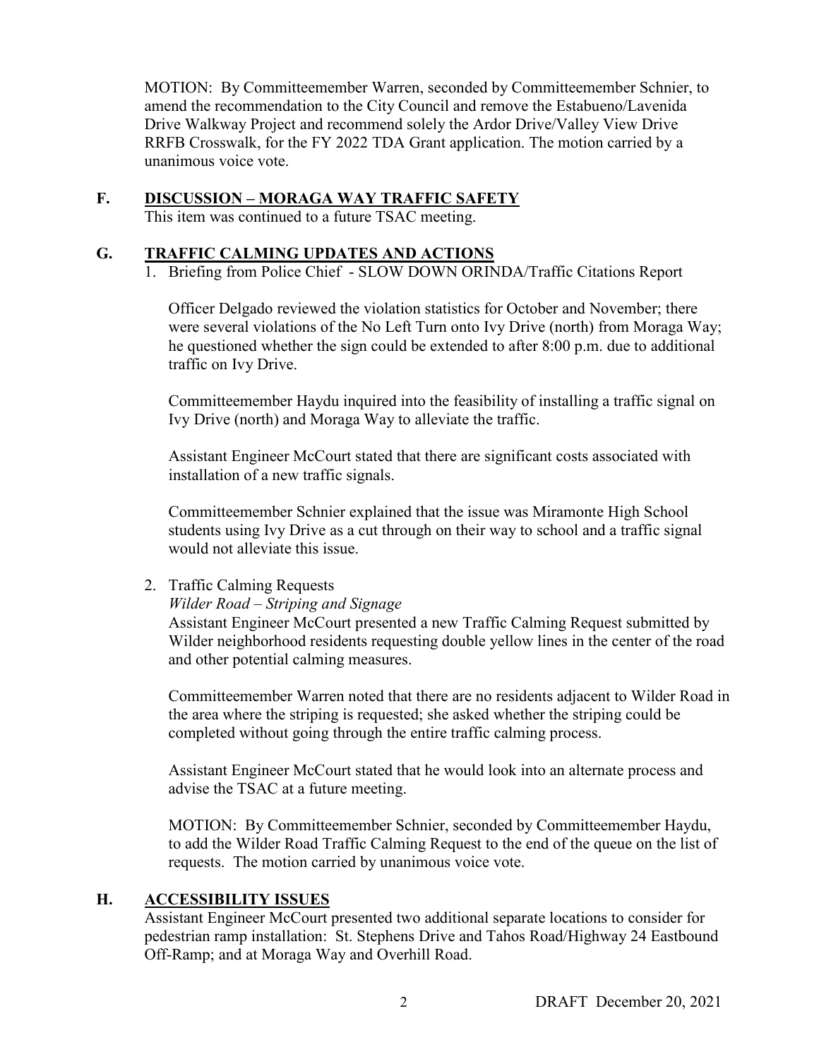MOTION: By Committeemember Warren, seconded by Committeemember Schnier, to amend the recommendation to the City Council and remove the Estabueno/Lavenida Drive Walkway Project and recommend solely the Ardor Drive/Valley View Drive RRFB Crosswalk, for the FY 2022 TDA Grant application. The motion carried by a unanimous voice vote.

## F. DISCUSSION – MORAGA WAY TRAFFIC SAFETY

This item was continued to a future TSAC meeting.

## G. TRAFFIC CALMING UPDATES AND ACTIONS

1. Briefing from Police Chief - SLOW DOWN ORINDA/Traffic Citations Report

   Officer Delgado reviewed the violation statistics for October and November; there were several violations of the No Left Turn onto Ivy Drive (north) from Moraga Way; he questioned whether the sign could be extended to after 8:00 p.m. due to additional traffic on Ivy Drive.

   Committeemember Haydu inquired into the feasibility of installing a traffic signal on Ivy Drive (north) and Moraga Way to alleviate the traffic.

   Assistant Engineer McCourt stated that there are significant costs associated with installation of a new traffic signals.

   Committeemember Schnier explained that the issue was Miramonte High School students using Ivy Drive as a cut through on their way to school and a traffic signal would not alleviate this issue.

2. Traffic Calming Requests

   *Wilder Road – Striping and Signage*

   Assistant Engineer McCourt presented a new Traffic Calming Request submitted by Wilder neighborhood residents requesting double yellow lines in the center of the road and other potential calming measures.

   Committeemember Warren noted that there are no residents adjacent to Wilder Road in the area where the striping is requested; she asked whether the striping could be completed without going through the entire traffic calming process.

   Assistant Engineer McCourt stated that he would look into an alternate process and advise the TSAC at a future meeting.

   MOTION: By Committeemember Schnier, seconded by Committeemember Haydu, to add the Wilder Road Traffic Calming Request to the end of the queue on the list of requests. The motion carried by unanimous voice vote.

## H. ACCESSIBILITY ISSUES

Assistant Engineer McCourt presented two additional separate locations to consider for pedestrian ramp installation: St. Stephens Drive and Tahos Road/Highway 24 Eastbound Off-Ramp; and at Moraga Way and Overhill Road.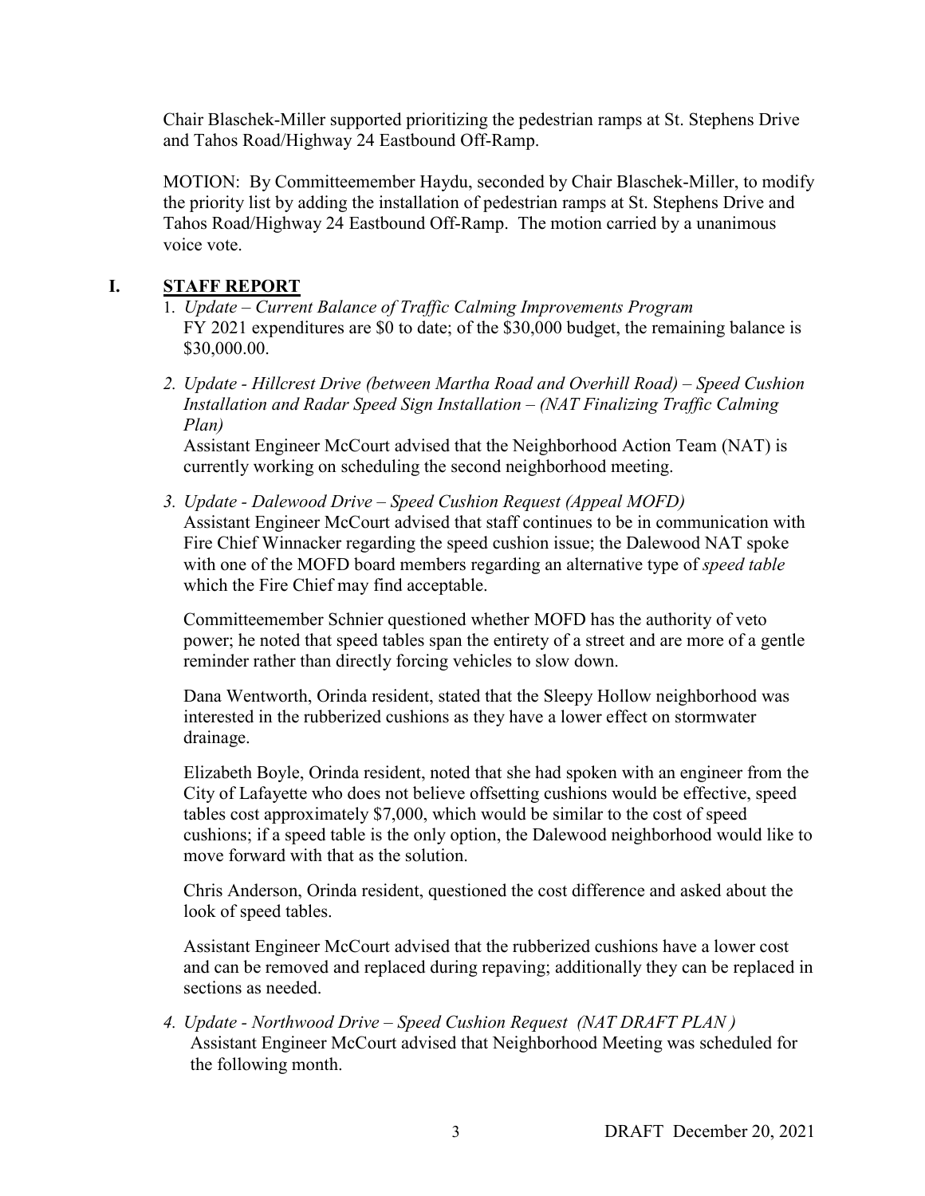Chair Blaschek-Miller supported prioritizing the pedestrian ramps at St. Stephens Drive and Tahos Road/Highway 24 Eastbound Off-Ramp.

MOTION: By Committeemember Haydu, seconded by Chair Blaschek-Miller, to modify the priority list by adding the installation of pedestrian ramps at St. Stephens Drive and Tahos Road/Highway 24 Eastbound Off-Ramp. The motion carried by a unanimous voice vote.

## I. STAFF REPORT

1. *Update – Current Balance of Traffic Calming Improvements Program*
   FY 2021 expenditures are $0 to date; of the $30,000 budget, the remaining balance is $30,000.00.

2. *Update - Hillcrest Drive (between Martha Road and Overhill Road) – Speed Cushion Installation and Radar Speed Sign Installation – (NAT Finalizing Traffic Calming Plan)*
   Assistant Engineer McCourt advised that the Neighborhood Action Team (NAT) is currently working on scheduling the second neighborhood meeting.

3. *Update - Dalewood Drive – Speed Cushion Request (Appeal MOFD)*
   Assistant Engineer McCourt advised that staff continues to be in communication with Fire Chief Winnacker regarding the speed cushion issue; the Dalewood NAT spoke with one of the MOFD board members regarding an alternative type of *speed table* which the Fire Chief may find acceptable.

   Committeemember Schnier questioned whether MOFD has the authority of veto power; he noted that speed tables span the entirety of a street and are more of a gentle reminder rather than directly forcing vehicles to slow down.

   Dana Wentworth, Orinda resident, stated that the Sleepy Hollow neighborhood was interested in the rubberized cushions as they have a lower effect on stormwater drainage.

   Elizabeth Boyle, Orinda resident, noted that she had spoken with an engineer from the City of Lafayette who does not believe offsetting cushions would be effective, speed tables cost approximately $7,000, which would be similar to the cost of speed cushions; if a speed table is the only option, the Dalewood neighborhood would like to move forward with that as the solution.

   Chris Anderson, Orinda resident, questioned the cost difference and asked about the look of speed tables.

   Assistant Engineer McCourt advised that the rubberized cushions have a lower cost and can be removed and replaced during repaving; additionally they can be replaced in sections as needed.

4. *Update - Northwood Drive – Speed Cushion Request (NAT DRAFT PLAN )*
   Assistant Engineer McCourt advised that Neighborhood Meeting was scheduled for the following month.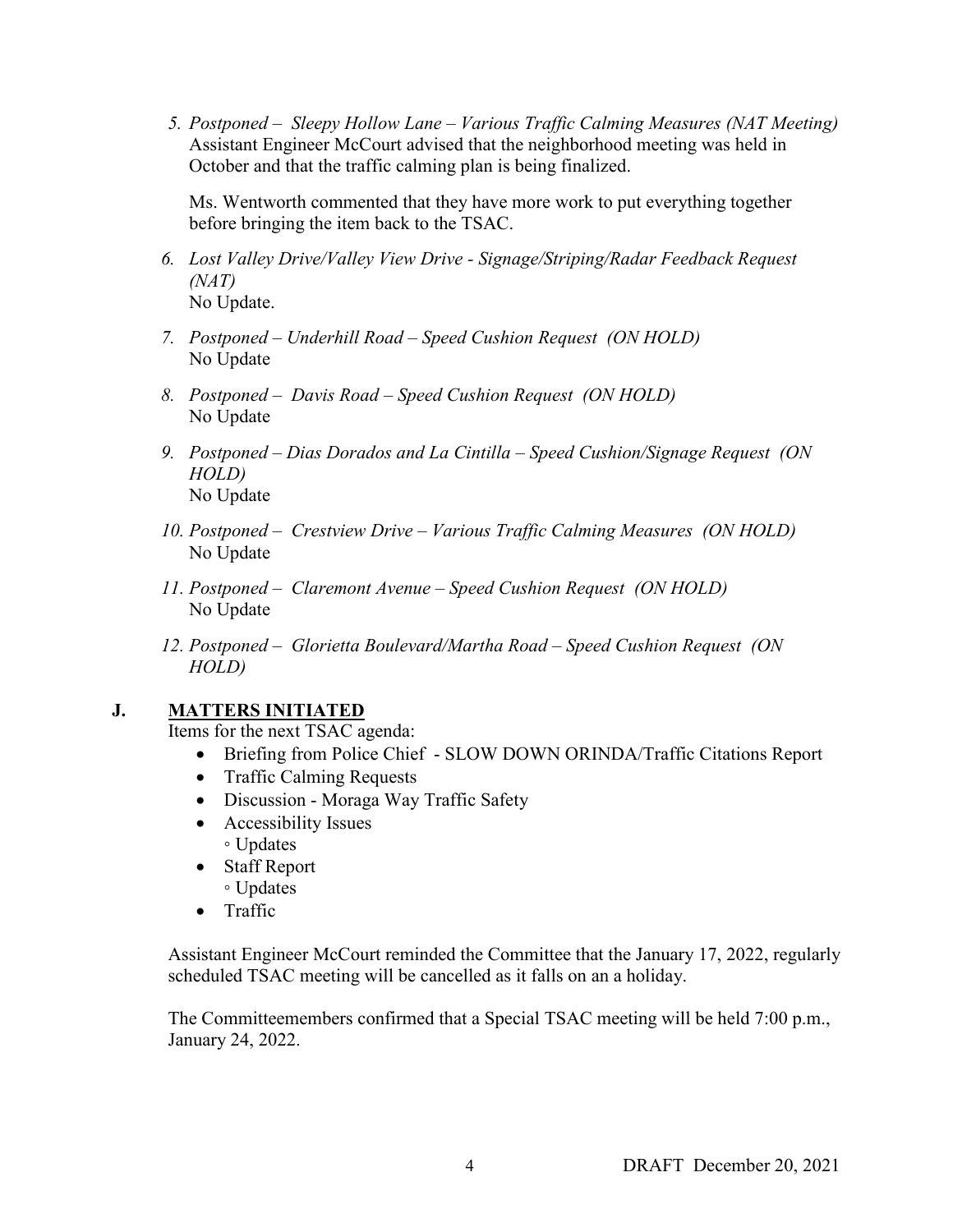5. *Postponed – Sleepy Hollow Lane – Various Traffic Calming Measures (NAT Meeting)*
   Assistant Engineer McCourt advised that the neighborhood meeting was held in October and that the traffic calming plan is being finalized.

   Ms. Wentworth commented that they have more work to put everything together before bringing the item back to the TSAC.

6. *Lost Valley Drive/Valley View Drive - Signage/Striping/Radar Feedback Request (NAT)*
   No Update.

7. *Postponed – Underhill Road – Speed Cushion Request (ON HOLD)*
   No Update

8. *Postponed – Davis Road – Speed Cushion Request (ON HOLD)*
   No Update

9. *Postponed – Dias Dorados and La Cintilla – Speed Cushion/Signage Request (ON HOLD)*
   No Update

10. *Postponed – Crestview Drive – Various Traffic Calming Measures (ON HOLD)*
    No Update

11. *Postponed – Claremont Avenue – Speed Cushion Request (ON HOLD)*
    No Update

12. *Postponed – Glorietta Boulevard/Martha Road – Speed Cushion Request (ON HOLD)*

## J. MATTERS INITIATED

Items for the next TSAC agenda:

- Briefing from Police Chief - SLOW DOWN ORINDA/Traffic Citations Report
- Traffic Calming Requests
- Discussion - Moraga Way Traffic Safety
- Accessibility Issues
  - Updates
- Staff Report
  - Updates
- Traffic

Assistant Engineer McCourt reminded the Committee that the January 17, 2022, regularly scheduled TSAC meeting will be cancelled as it falls on an a holiday.

The Committeemembers confirmed that a Special TSAC meeting will be held 7:00 p.m., January 24, 2022.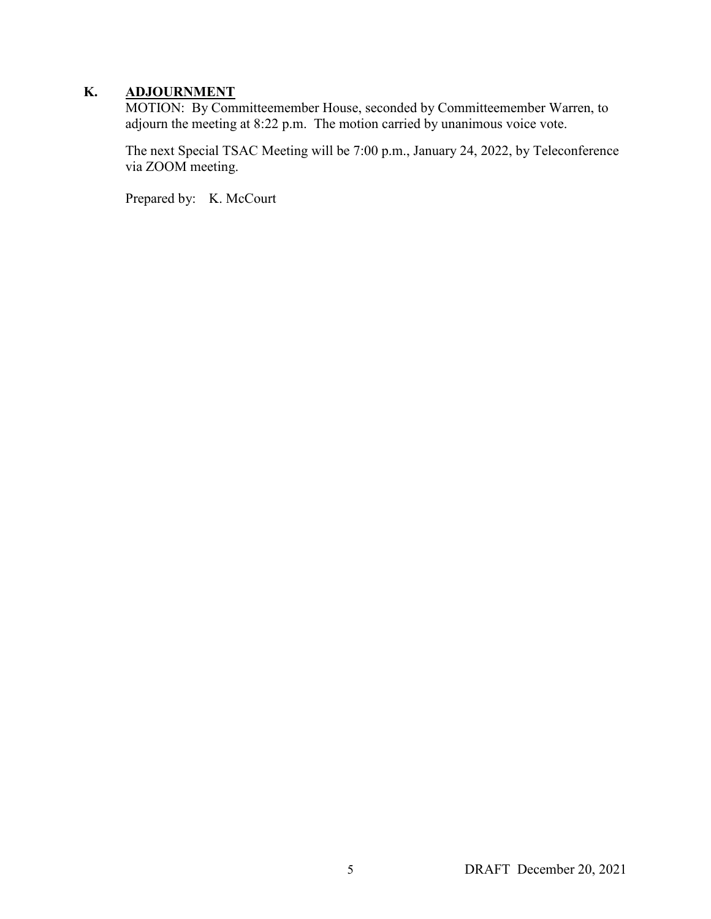## K. ADJOURNMENT

MOTION: By Committeemember House, seconded by Committeemember Warren, to adjourn the meeting at 8:22 p.m. The motion carried by unanimous voice vote.

The next Special TSAC Meeting will be 7:00 p.m., January 24, 2022, by Teleconference via ZOOM meeting.

Prepared by: K. McCourt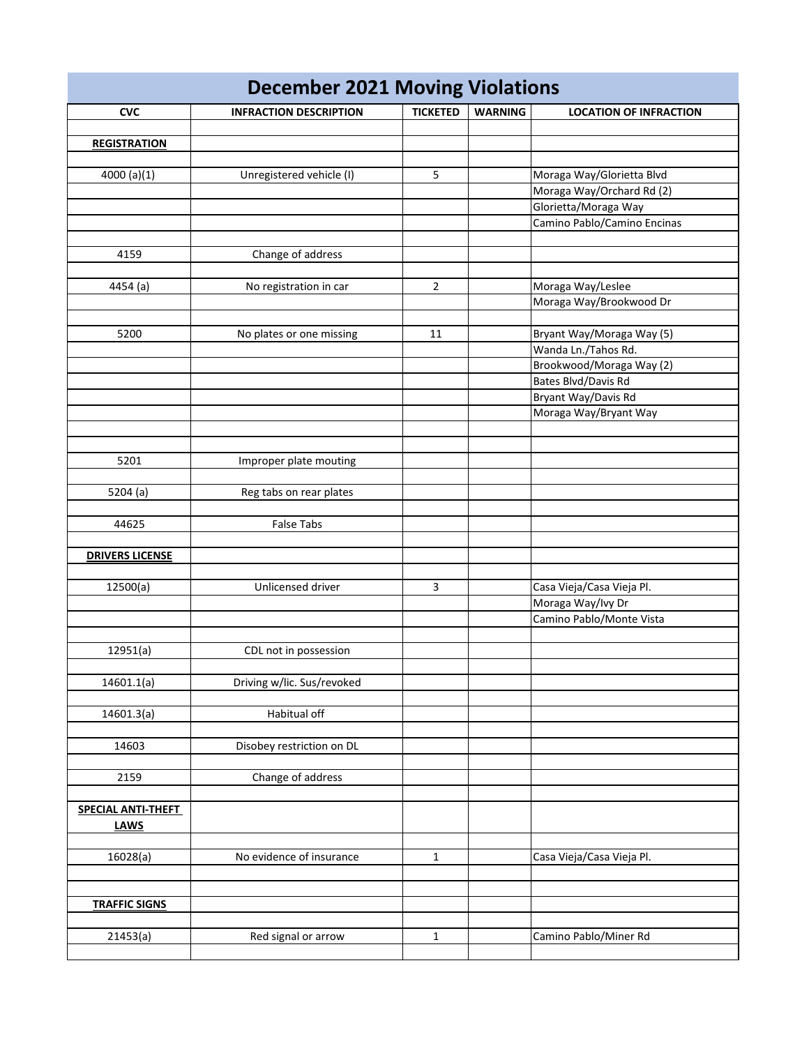# December 2021 Moving Violations

| CVC | INFRACTION DESCRIPTION | TICKETED | WARNING | LOCATION OF INFRACTION |
|---|---|---|---|---|
| | | | | |
| **REGISTRATION** | | | | |
| | | | | |
| 4000 (a)(1) | Unregistered vehicle (I) | 5 | | Moraga Way/Glorietta Blvd |
| | | | | Moraga Way/Orchard Rd (2) |
| | | | | Glorietta/Moraga Way |
| | | | | Camino Pablo/Camino Encinas |
| | | | | |
| 4159 | Change of address | | | |
| | | | | |
| 4454 (a) | No registration in car | 2 | | Moraga Way/Leslee |
| | | | | Moraga Way/Brookwood Dr |
| | | | | |
| 5200 | No plates or one missing | 11 | | Bryant Way/Moraga Way (5) |
| | | | | Wanda Ln./Tahos Rd. |
| | | | | Brookwood/Moraga Way (2) |
| | | | | Bates Blvd/Davis Rd |
| | | | | Bryant Way/Davis Rd |
| | | | | Moraga Way/Bryant Way |
| | | | | |
| | | | | |
| 5201 | Improper plate mouting | | | |
| | | | | |
| 5204 (a) | Reg tabs on rear plates | | | |
| | | | | |
| 44625 | False Tabs | | | |
| | | | | |
| **DRIVERS LICENSE** | | | | |
| | | | | |
| 12500(a) | Unlicensed driver | 3 | | Casa Vieja/Casa Vieja Pl. |
| | | | | Moraga Way/Ivy Dr |
| | | | | Camino Pablo/Monte Vista |
| | | | | |
| 12951(a) | CDL not in possession | | | |
| | | | | |
| 14601.1(a) | Driving w/lic. Sus/revoked | | | |
| | | | | |
| 14601.3(a) | Habitual off | | | |
| | | | | |
| 14603 | Disobey restriction on DL | | | |
| | | | | |
| 2159 | Change of address | | | |
| | | | | |
| **SPECIAL ANTI-THEFT LAWS** | | | | |
| | | | | |
| 16028(a) | No evidence of insurance | 1 | | Casa Vieja/Casa Vieja Pl. |
| | | | | |
| | | | | |
| **TRAFFIC SIGNS** | | | | |
| | | | | |
| 21453(a) | Red signal or arrow | 1 | | Camino Pablo/Miner Rd |
| | | | | |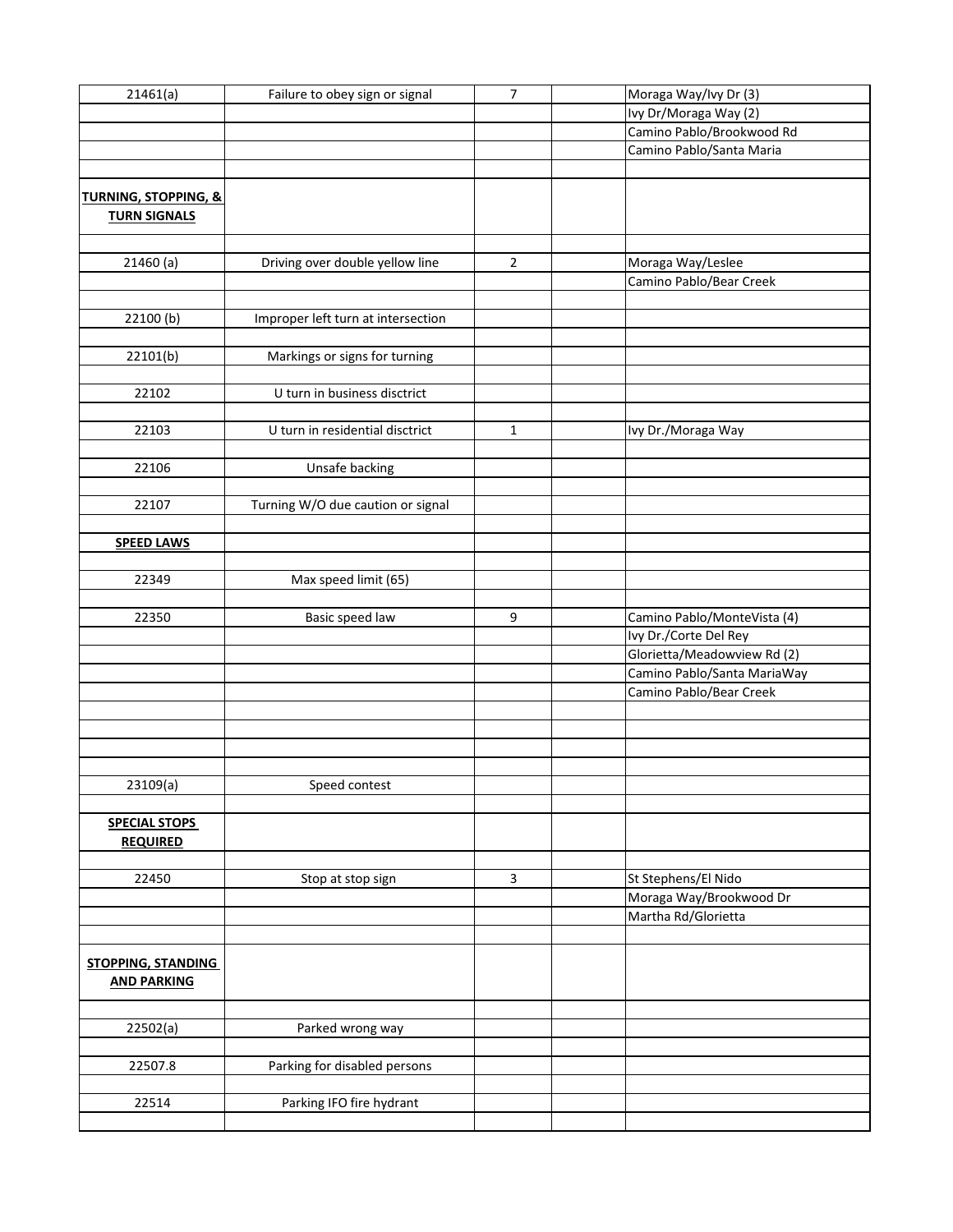| | | | | |
|---|---|---|---|---|
| 21461(a) | Failure to obey sign or signal | 7 | | Moraga Way/Ivy Dr (3) |
| | | | | Ivy Dr/Moraga Way (2) |
| | | | | Camino Pablo/Brookwood Rd |
| | | | | Camino Pablo/Santa Maria |
| | | | | |
| **TURNING, STOPPING, & TURN SIGNALS** | | | | |
| | | | | |
| 21460 (a) | Driving over double yellow line | 2 | | Moraga Way/Leslee |
| | | | | Camino Pablo/Bear Creek |
| | | | | |
| 22100 (b) | Improper left turn at intersection | | | |
| | | | | |
| 22101(b) | Markings or signs for turning | | | |
| | | | | |
| 22102 | U turn in business disctrict | | | |
| | | | | |
| 22103 | U turn in residential disctrict | 1 | | Ivy Dr./Moraga Way |
| | | | | |
| 22106 | Unsafe backing | | | |
| | | | | |
| 22107 | Turning W/O due caution or signal | | | |
| | | | | |
| **SPEED LAWS** | | | | |
| | | | | |
| 22349 | Max speed limit (65) | | | |
| | | | | |
| 22350 | Basic speed law | 9 | | Camino Pablo/MonteVista (4) |
| | | | | Ivy Dr./Corte Del Rey |
| | | | | Glorietta/Meadowview Rd (2) |
| | | | | Camino Pablo/Santa MariaWay |
| | | | | Camino Pablo/Bear Creek |
| | | | | |
| | | | | |
| | | | | |
| | | | | |
| 23109(a) | Speed contest | | | |
| | | | | |
| **SPECIAL STOPS REQUIRED** | | | | |
| | | | | |
| 22450 | Stop at stop sign | 3 | | St Stephens/El Nido |
| | | | | Moraga Way/Brookwood Dr |
| | | | | Martha Rd/Glorietta |
| | | | | |
| **STOPPING, STANDING AND PARKING** | | | | |
| | | | | |
| 22502(a) | Parked wrong way | | | |
| | | | | |
| 22507.8 | Parking for disabled persons | | | |
| | | | | |
| 22514 | Parking IFO fire hydrant | | | |
| | | | | |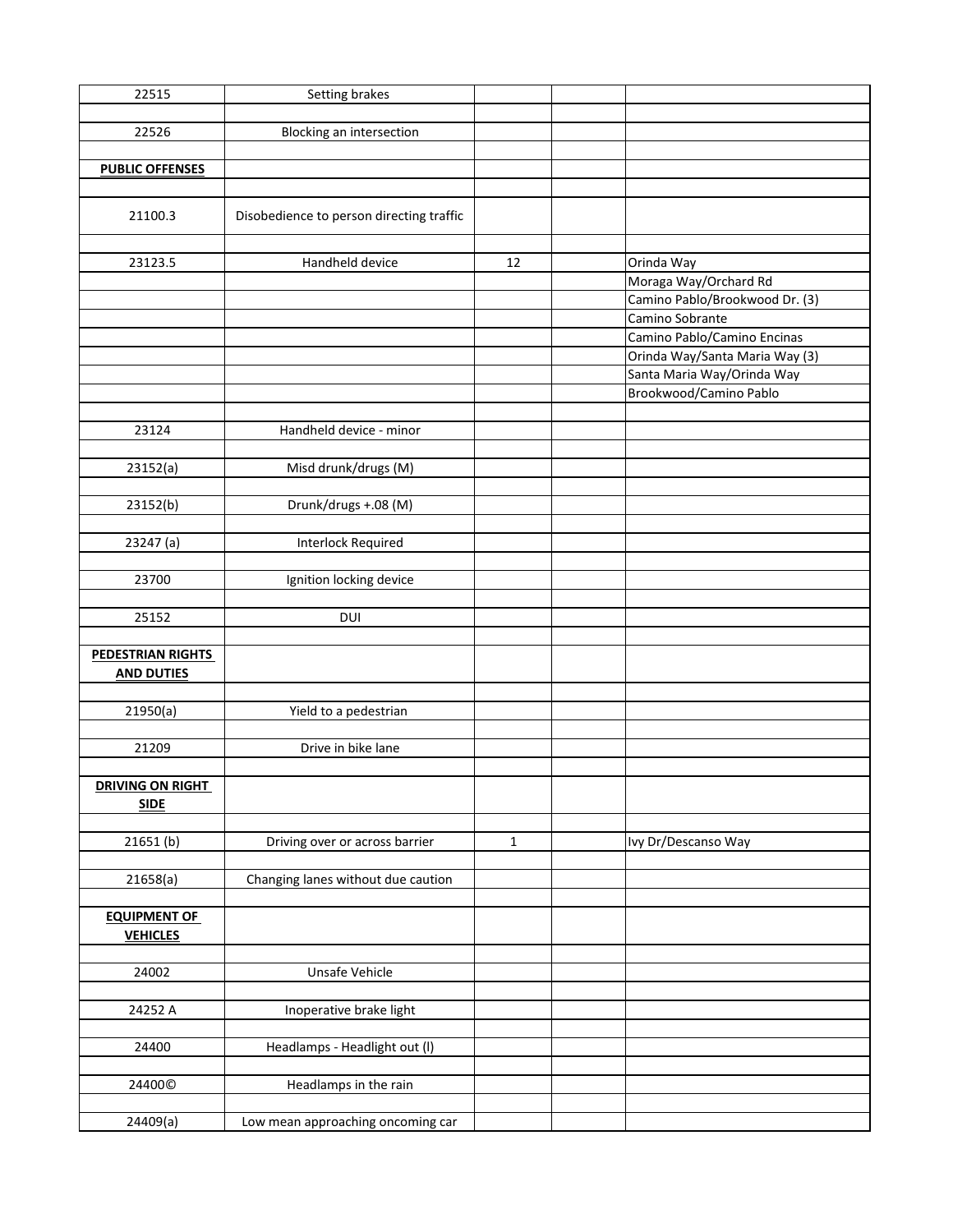| | | | | |
|---|---|---|---|---|
| 22515 | Setting brakes | | | |
| | | | | |
| 22526 | Blocking an intersection | | | |
| | | | | |
| **PUBLIC OFFENSES** | | | | |
| | | | | |
| 21100.3 | Disobedience to person directing traffic | | | |
| | | | | |
| 23123.5 | Handheld device | 12 | | Orinda Way |
| | | | | Moraga Way/Orchard Rd |
| | | | | Camino Pablo/Brookwood Dr. (3) |
| | | | | Camino Sobrante |
| | | | | Camino Pablo/Camino Encinas |
| | | | | Orinda Way/Santa Maria Way (3) |
| | | | | Santa Maria Way/Orinda Way |
| | | | | Brookwood/Camino Pablo |
| | | | | |
| 23124 | Handheld device - minor | | | |
| | | | | |
| 23152(a) | Misd drunk/drugs (M) | | | |
| | | | | |
| 23152(b) | Drunk/drugs +.08 (M) | | | |
| | | | | |
| 23247 (a) | Interlock Required | | | |
| | | | | |
| 23700 | Ignition locking device | | | |
| | | | | |
| 25152 | DUI | | | |
| | | | | |
| **PEDESTRIAN RIGHTS AND DUTIES** | | | | |
| | | | | |
| 21950(a) | Yield to a pedestrian | | | |
| | | | | |
| 21209 | Drive in bike lane | | | |
| | | | | |
| **DRIVING ON RIGHT SIDE** | | | | |
| | | | | |
| 21651 (b) | Driving over or across barrier | 1 | | Ivy Dr/Descanso Way |
| | | | | |
| 21658(a) | Changing lanes without due caution | | | |
| | | | | |
| **EQUIPMENT OF VEHICLES** | | | | |
| | | | | |
| 24002 | Unsafe Vehicle | | | |
| | | | | |
| 24252 A | Inoperative brake light | | | |
| | | | | |
| 24400 | Headlamps - Headlight out (l) | | | |
| | | | | |
| 24400© | Headlamps in the rain | | | |
| | | | | |
| 24409(a) | Low mean approaching oncoming car | | | |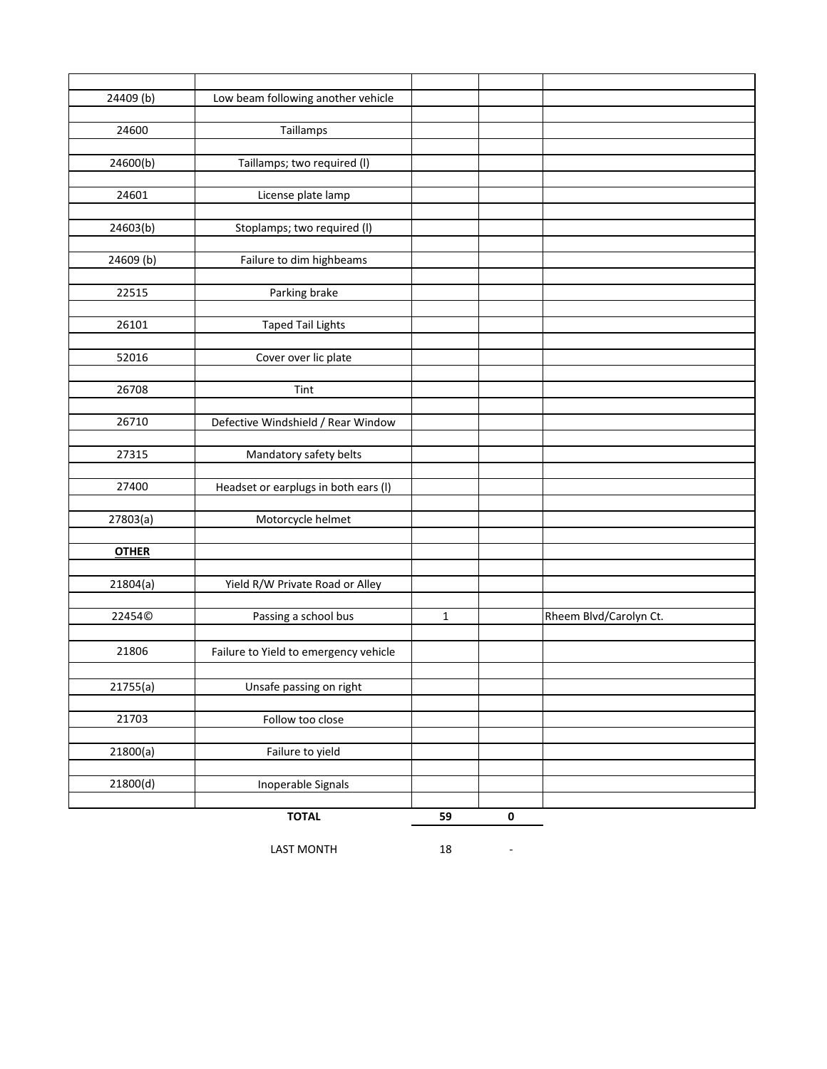| | | | | |
|---|---|---|---|---|
| 24409 (b) | Low beam following another vehicle | | | |
| 24600 | Taillamps | | | |
| 24600(b) | Taillamps; two required (l) | | | |
| 24601 | License plate lamp | | | |
| 24603(b) | Stoplamps; two required (l) | | | |
| 24609 (b) | Failure to dim highbeams | | | |
| 22515 | Parking brake | | | |
| 26101 | Taped Tail Lights | | | |
| 52016 | Cover over lic plate | | | |
| 26708 | Tint | | | |
| 26710 | Defective Windshield / Rear Window | | | |
| 27315 | Mandatory safety belts | | | |
| 27400 | Headset or earplugs in both ears (l) | | | |
| 27803(a) | Motorcycle helmet | | | |
| **OTHER** | | | | |
| 21804(a) | Yield R/W Private Road or Alley | | | |
| 22454© | Passing a school bus | 1 | | Rheem Blvd/Carolyn Ct. |
| 21806 | Failure to Yield to emergency vehicle | | | |
| 21755(a) | Unsafe passing on right | | | |
| 21703 | Follow too close | | | |
| 21800(a) | Failure to yield | | | |
| 21800(d) | Inoperable Signals | | | |
| | **TOTAL** | **59** | **0** | |
| | LAST MONTH | 18 | - | |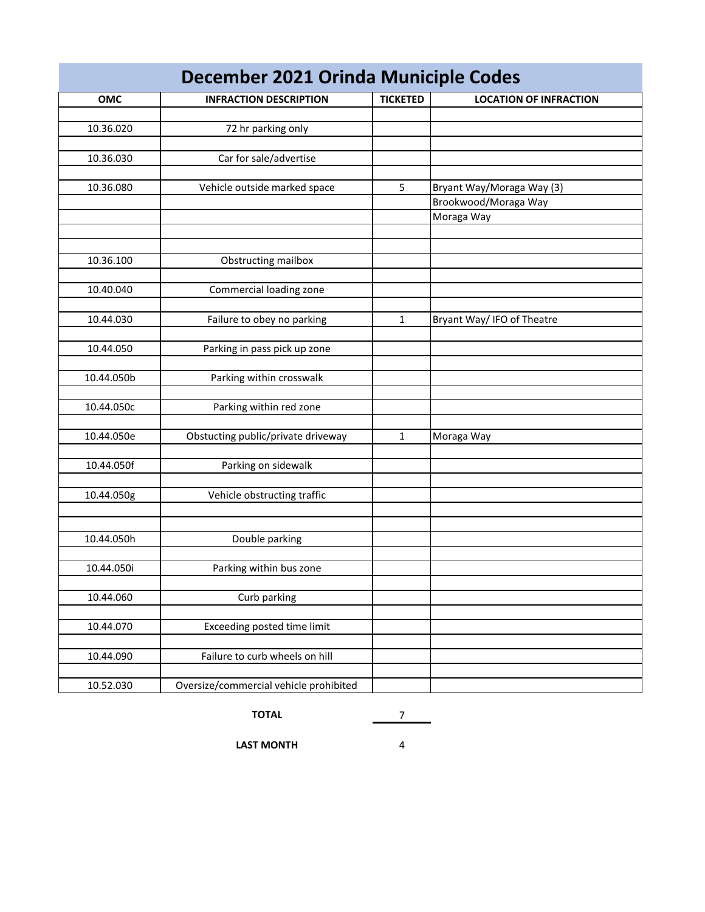# December 2021 Orinda Municiple Codes

| OMC | INFRACTION DESCRIPTION | TICKETED | LOCATION OF INFRACTION |
|---|---|---|---|
| 10.36.020 | 72 hr parking only | | |
| 10.36.030 | Car for sale/advertise | | |
| 10.36.080 | Vehicle outside marked space | 5 | Bryant Way/Moraga Way (3) |
| | | | Brookwood/Moraga Way |
| | | | Moraga Way |
| 10.36.100 | Obstructing mailbox | | |
| 10.40.040 | Commercial loading zone | | |
| 10.44.030 | Failure to obey no parking | 1 | Bryant Way/ IFO of Theatre |
| 10.44.050 | Parking in pass pick up zone | | |
| 10.44.050b | Parking within crosswalk | | |
| 10.44.050c | Parking within red zone | | |
| 10.44.050e | Obstucting public/private driveway | 1 | Moraga Way |
| 10.44.050f | Parking on sidewalk | | |
| 10.44.050g | Vehicle obstructing traffic | | |
| 10.44.050h | Double parking | | |
| 10.44.050i | Parking within bus zone | | |
| 10.44.060 | Curb parking | | |
| 10.44.070 | Exceeding posted time limit | | |
| 10.44.090 | Failure to curb wheels on hill | | |
| 10.52.030 | Oversize/commercial vehicle prohibited | | |
| | **TOTAL** | 7 | |
| | **LAST MONTH** | 4 | |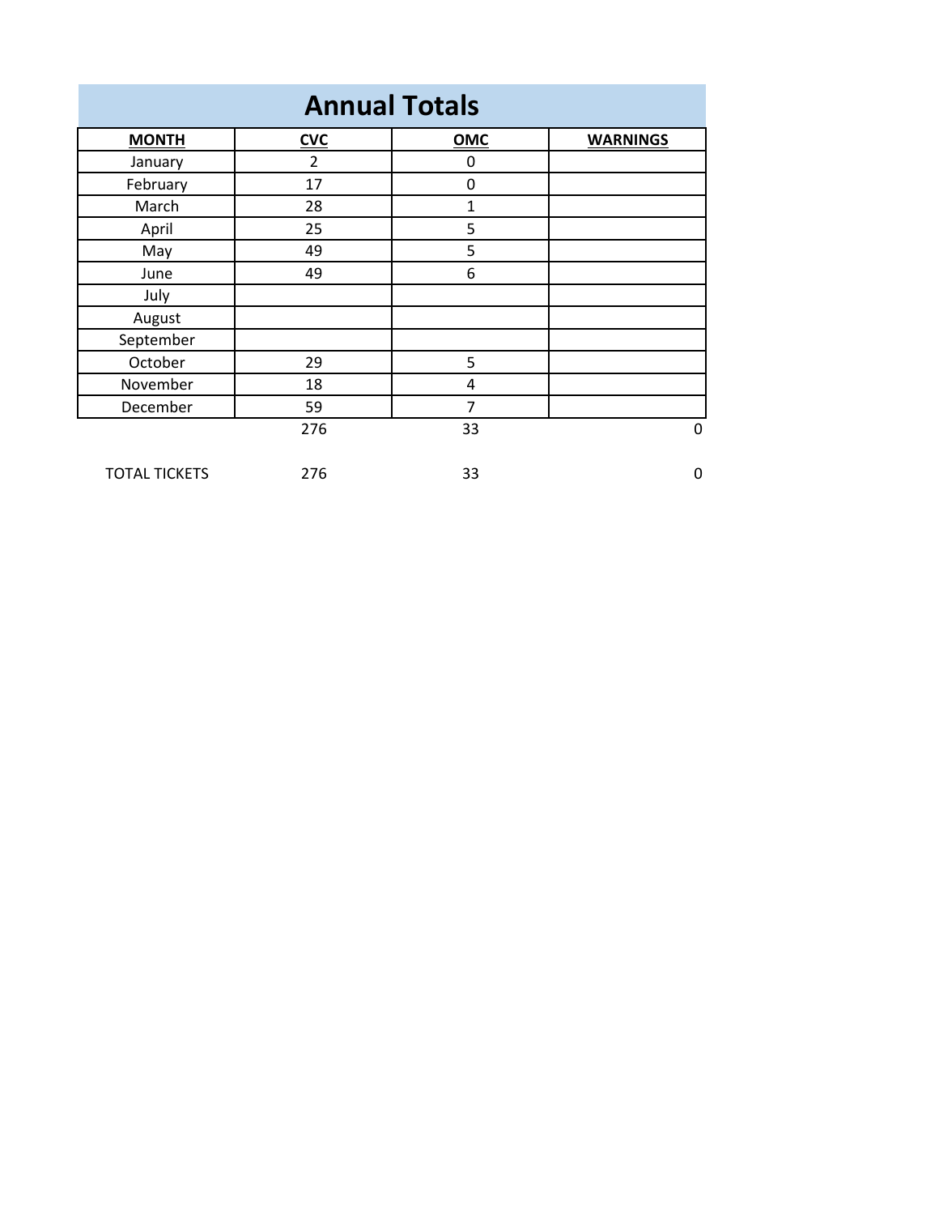# Annual Totals

| MONTH | CVC | OMC | WARNINGS |
|---|---|---|---|
| January | 2 | 0 | |
| February | 17 | 0 | |
| March | 28 | 1 | |
| April | 25 | 5 | |
| May | 49 | 5 | |
| June | 49 | 6 | |
| July | | | |
| August | | | |
| September | | | |
| October | 29 | 5 | |
| November | 18 | 4 | |
| December | 59 | 7 | |
| | 276 | 33 | 0 |
| TOTAL TICKETS | 276 | 33 | 0 |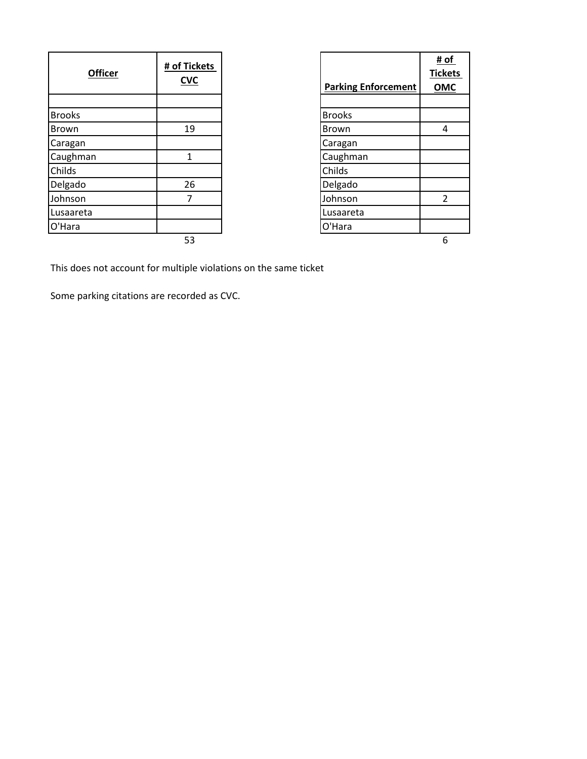| Officer | # of Tickets CVC |
|---|---|
| | |
| Brooks | |
| Brown | 19 |
| Caragan | |
| Caughman | 1 |
| Childs | |
| Delgado | 26 |
| Johnson | 7 |
| Lusaareta | |
| O'Hara | |
| | 53 |

| Parking Enforcement | # of Tickets OMC |
|---|---|
| | |
| Brooks | |
| Brown | 4 |
| Caragan | |
| Caughman | |
| Childs | |
| Delgado | |
| Johnson | 2 |
| Lusaareta | |
| O'Hara | |
| | 6 |

This does not account for multiple violations on the same ticket

Some parking citations are recorded as CVC.